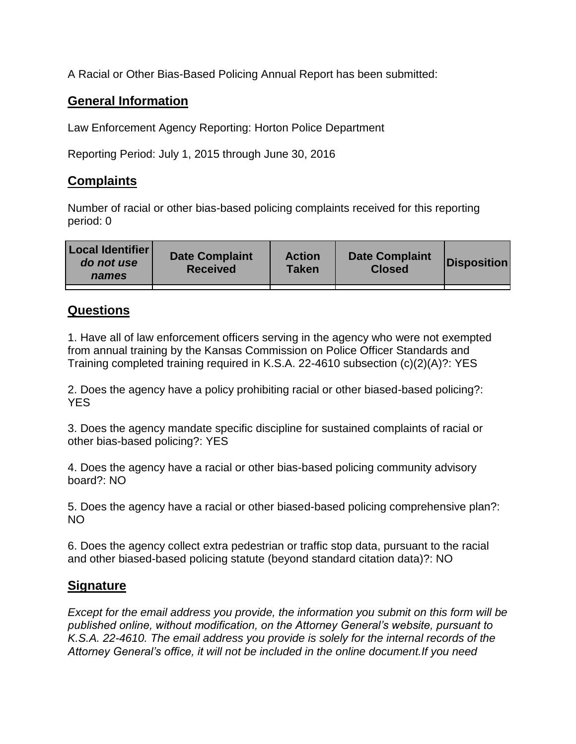A Racial or Other Bias-Based Policing Annual Report has been submitted:

## General Information

Law Enforcement Agency Reporting: Horton Police Department

Reporting Period: July 1, 2015 through June 30, 2016

## Complaints

Number of racial or other bias-based policing complaints received for this reporting period: 0

| Local Identifier *do not use names* | Date Complaint Received | Action Taken | Date Complaint Closed | Disposition |
|---|---|---|---|---|
| | | | | |

## Questions

1. Have all of law enforcement officers serving in the agency who were not exempted from annual training by the Kansas Commission on Police Officer Standards and Training completed training required in K.S.A. 22-4610 subsection (c)(2)(A)?: YES

2. Does the agency have a policy prohibiting racial or other biased-based policing?: YES

3. Does the agency mandate specific discipline for sustained complaints of racial or other bias-based policing?: YES

4. Does the agency have a racial or other bias-based policing community advisory board?: NO

5. Does the agency have a racial or other biased-based policing comprehensive plan?: NO

6. Does the agency collect extra pedestrian or traffic stop data, pursuant to the racial and other biased-based policing statute (beyond standard citation data)?: NO

## Signature

*Except for the email address you provide, the information you submit on this form will be published online, without modification, on the Attorney General's website, pursuant to K.S.A. 22-4610. The email address you provide is solely for the internal records of the Attorney General's office, it will not be included in the online document.If you need*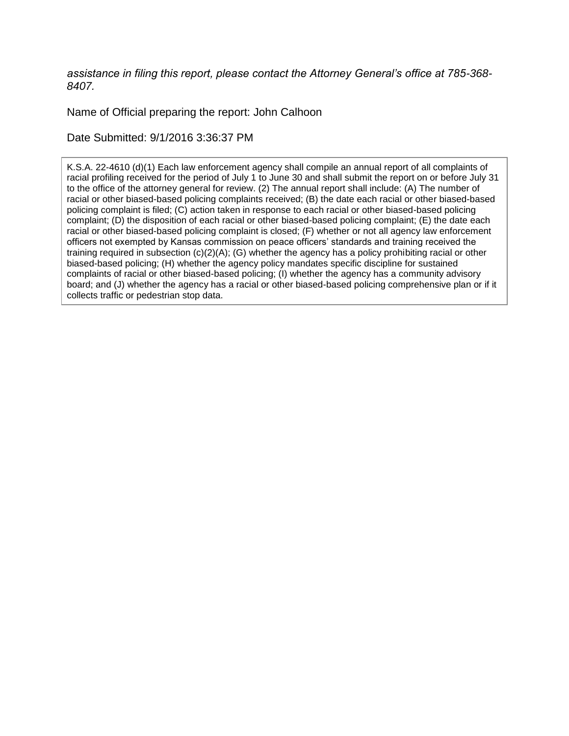*assistance in filing this report, please contact the Attorney General's office at 785-368-8407.*

Name of Official preparing the report: John Calhoon

Date Submitted: 9/1/2016 3:36:37 PM

K.S.A. 22-4610 (d)(1) Each law enforcement agency shall compile an annual report of all complaints of racial profiling received for the period of July 1 to June 30 and shall submit the report on or before July 31 to the office of the attorney general for review. (2) The annual report shall include: (A) The number of racial or other biased-based policing complaints received; (B) the date each racial or other biased-based policing complaint is filed; (C) action taken in response to each racial or other biased-based policing complaint; (D) the disposition of each racial or other biased-based policing complaint; (E) the date each racial or other biased-based policing complaint is closed; (F) whether or not all agency law enforcement officers not exempted by Kansas commission on peace officers' standards and training received the training required in subsection (c)(2)(A); (G) whether the agency has a policy prohibiting racial or other biased-based policing; (H) whether the agency policy mandates specific discipline for sustained complaints of racial or other biased-based policing; (I) whether the agency has a community advisory board; and (J) whether the agency has a racial or other biased-based policing comprehensive plan or if it collects traffic or pedestrian stop data.